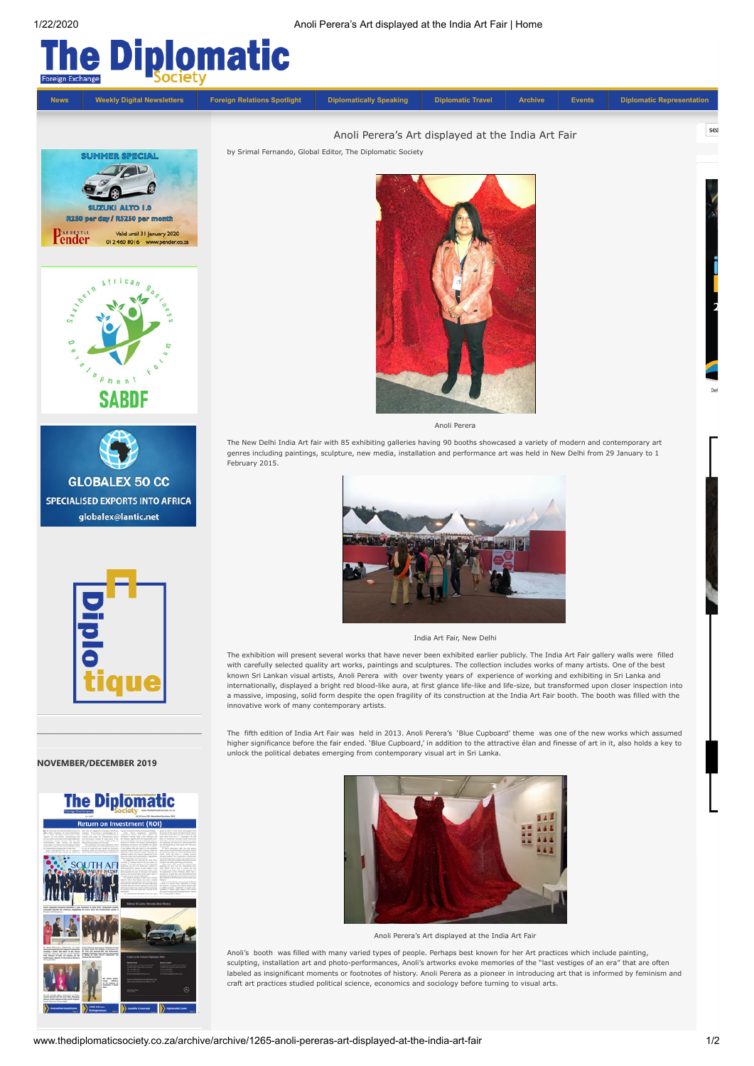# Anoli Perera's Art displayed at the India Art Fair

by Srimal Fernando, Global Editor, The Diplomatic Society

Anoli Perera

The New Delhi India Art fair with 85 exhibiting galleries having 90 booths showcased a variety of modern and contemporary art genres including paintings, sculpture, new media, installation and performance art was held in New Delhi from 29 January to 1 February 2015.

India Art Fair, New Delhi

The exhibition will present several works that have never been exhibited earlier publicly. The India Art Fair gallery walls were filled with carefully selected quality art works, paintings and sculptures. The collection includes works of many artists. One of the best known Sri Lankan visual artists, Anoli Perera with over twenty years of experience of working and exhibiting in Sri Lanka and internationally, displayed a bright red blood-like aura, at first glance life-like and life-size, but transformed upon closer inspection into a massive, imposing, solid form despite the open fragility of its construction at the India Art Fair booth. The booth was filled with the innovative work of many contemporary artists.

The fifth edition of India Art Fair was held in 2013. Anoli Perera's 'Blue Cupboard' theme was one of the new works which assumed higher significance before the fair ended. 'Blue Cupboard,' in addition to the attractive élan and finesse of art in it, also holds a key to unlock the political debates emerging from contemporary visual art in Sri Lanka.

Anoli Perera's Art displayed at the India Art Fair

Anoli's booth was filled with many varied types of people. Perhaps best known for her art practices which include painting, sculpting, installation art and photo-performances, Anoli's artworks evoke memories of the "last vestiges of an era" that are often labeled as insignificant moments or footnotes of history. Anoli Perera as a pioneer in introducing art that is informed by feminism and craft art practices studied political science, economics and sociology before turning to visual arts.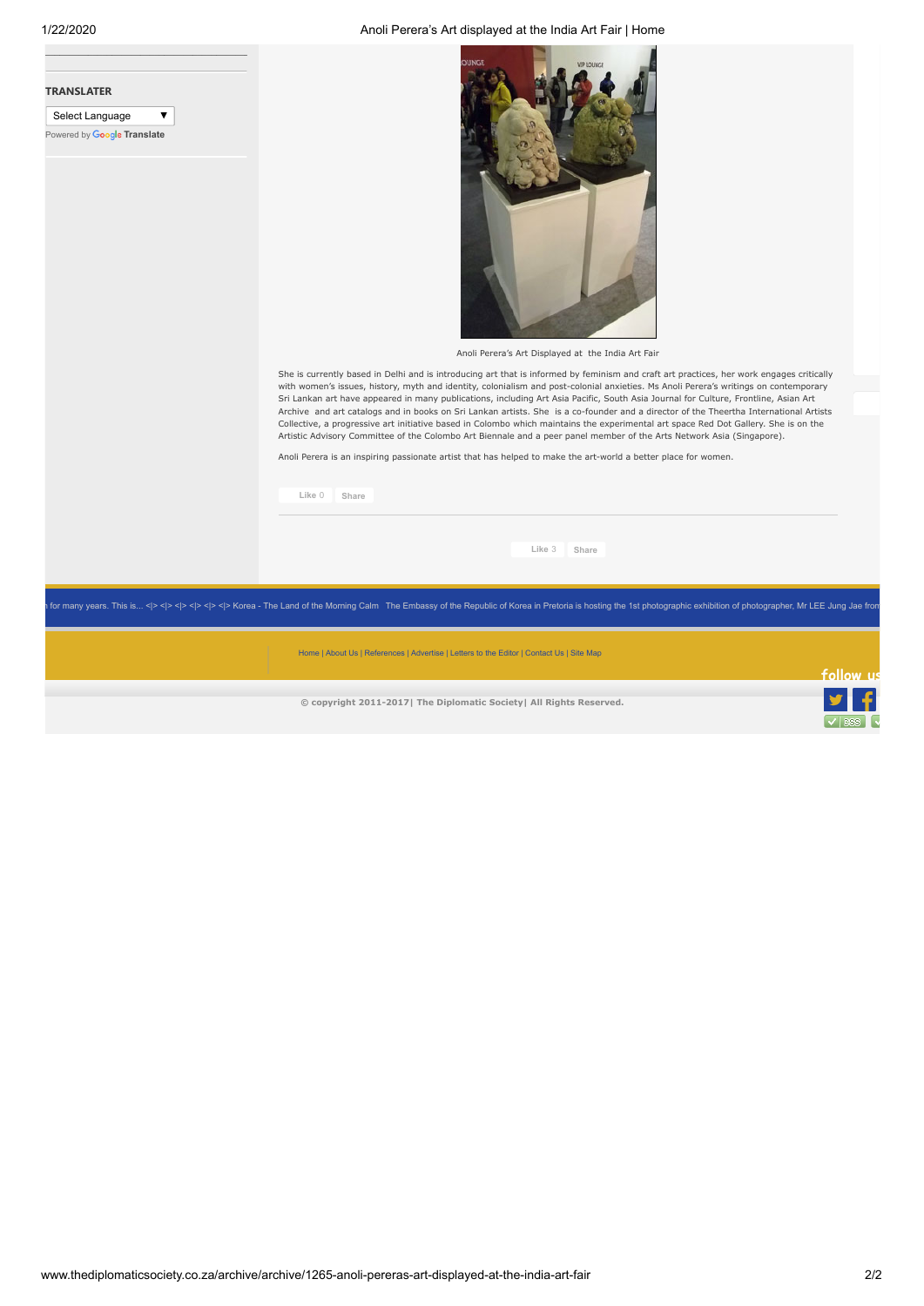**TRANSLATER**

Select Language

Powered by Google Translate

Anoli Perera's Art Displayed at the India Art Fair

She is currently based in Delhi and is introducing art that is informed by feminism and craft art practices, her work engages critically with women's issues, history, myth and identity, colonialism and post-colonial anxieties. Ms Anoli Perera's writings on contemporary Sri Lankan art have appeared in many publications, including Art Asia Pacific, South Asia Journal for Culture, Frontline, Asian Art Archive and art catalogs and in books on Sri Lankan artists. She is a co-founder and a director of the Theertha International Artists Collective, a progressive art initiative based in Colombo which maintains the experimental art space Red Dot Gallery. She is on the Artistic Advisory Committee of the Colombo Art Biennale and a peer panel member of the Arts Network Asia (Singapore).

Anoli Perera is an inspiring passionate artist that has helped to make the art-world a better place for women.

Like 0 Share

Like 3 Share

n for many years. This is... <|> <|> <|> <|> <|> <|> Korea - The Land of the Morning Calm The Embassy of the Republic of Korea in Pretoria is hosting the 1st photographic exhibition of photographer, Mr LEE Jung Jae from

Home | About Us | References | Advertise | Letters to the Editor | Contact Us | Site Map

follow us

© copyright 2011-2017| The Diplomatic Society| All Rights Reserved.